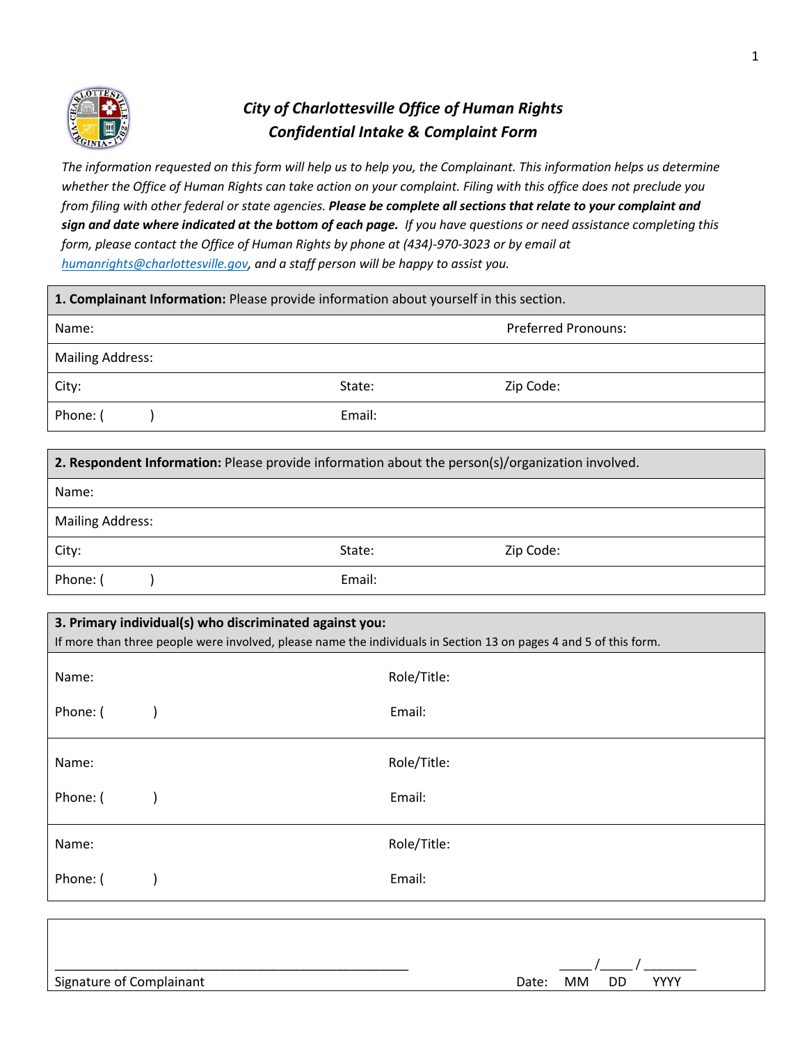# *City of Charlottesville Office of Human Rights*
## *Confidential Intake & Complaint Form*

*The information requested on this form will help us to help you, the Complainant. This information helps us determine whether the Office of Human Rights can take action on your complaint. Filing with this office does not preclude you from filing with other federal or state agencies.* ***Please be complete all sections that relate to your complaint and sign and date where indicated at the bottom of each page.*** *If you have questions or need assistance completing this form, please contact the Office of Human Rights by phone at (434)-970-3023 or by email at humanrights@charlottesville.gov, and a staff person will be happy to assist you.*

| **1. Complainant Information:** Please provide information about yourself in this section. | | |
|---|---|---|
| Name: | | Preferred Pronouns: |
| Mailing Address: | | |
| City: | State: | Zip Code: |
| Phone: ( ) | Email: | |

| **2. Respondent Information:** Please provide information about the person(s)/organization involved. | | |
|---|---|---|
| Name: | | |
| Mailing Address: | | |
| City: | State: | Zip Code: |
| Phone: ( ) | Email: | |

| **3. Primary individual(s) who discriminated against you:** If more than three people were involved, please name the individuals in Section 13 on pages 4 and 5 of this form. | |
|---|---|
| Name: | Role/Title: |
| Phone: ( ) | Email: |
| Name: | Role/Title: |
| Phone: ( ) | Email: |
| Name: | Role/Title: |
| Phone: ( ) | Email: |

| | |
|---|---|
| ______________________________________________ Signature of Complainant | Date: _____ / _____ / _______ MM DD YYYY |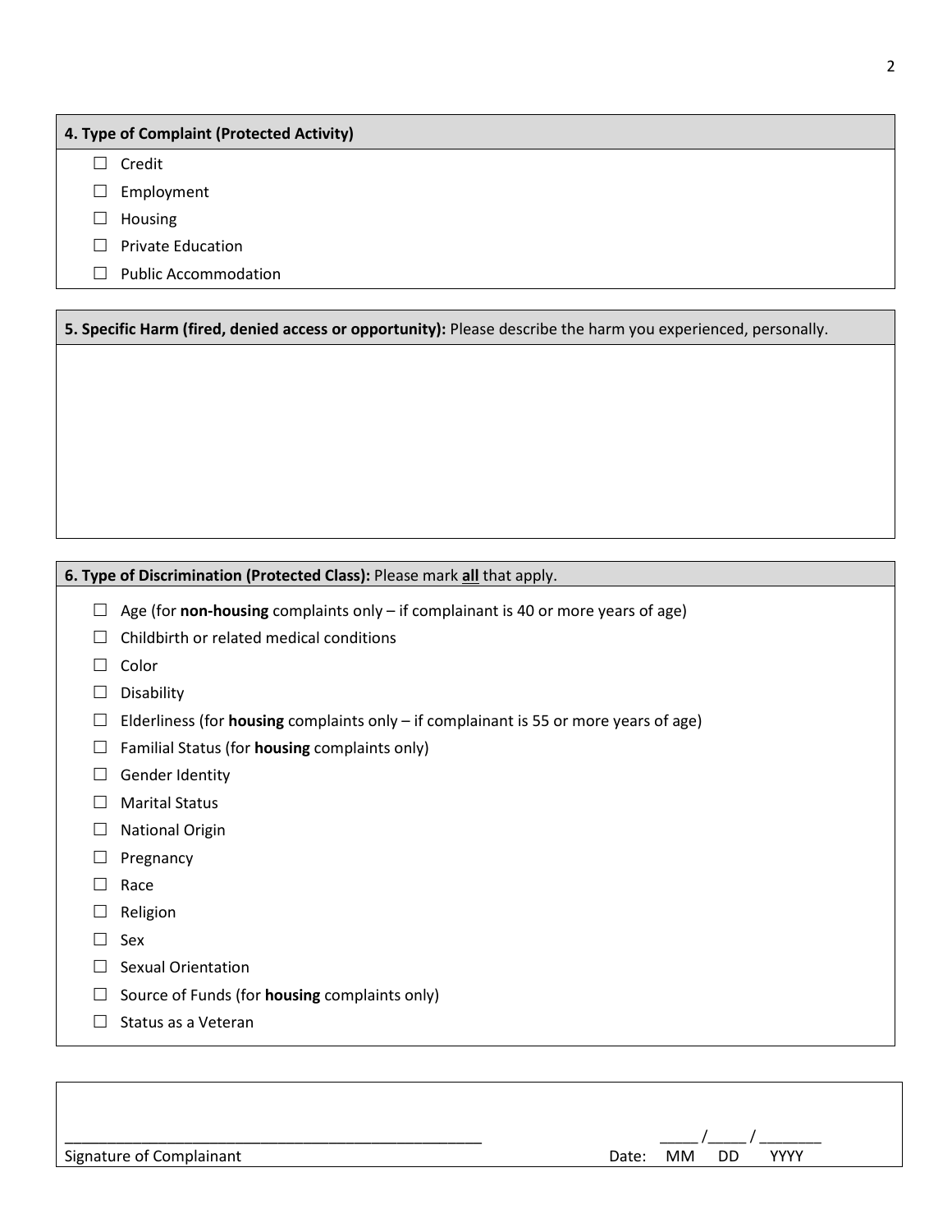## 4. Type of Complaint (Protected Activity)

- ☐ Credit
- ☐ Employment
- ☐ Housing
- ☐ Private Education
- ☐ Public Accommodation

## 5. Specific Harm (fired, denied access or opportunity):

Please describe the harm you experienced, personally.

## 6. Type of Discrimination (Protected Class):

Please mark **all** that apply.

- ☐ Age (for **non-housing** complaints only – if complainant is 40 or more years of age)
- ☐ Childbirth or related medical conditions
- ☐ Color
- ☐ Disability
- ☐ Elderliness (for **housing** complaints only – if complainant is 55 or more years of age)
- ☐ Familial Status (for **housing** complaints only)
- ☐ Gender Identity
- ☐ Marital Status
- ☐ National Origin
- ☐ Pregnancy
- ☐ Race
- ☐ Religion
- ☐ Sex
- ☐ Sexual Orientation
- ☐ Source of Funds (for **housing** complaints only)
- ☐ Status as a Veteran

\_\_\_\_\_\_\_\_\_\_\_\_\_\_\_\_\_\_\_\_\_\_\_\_\_\_\_\_\_\_\_\_\_\_\_\_\_\_\_\_\_\_\_\_
Signature of Complainant

Date: \_\_\_\_\_ / \_\_\_\_\_ / \_\_\_\_\_\_\_
MM DD YYYY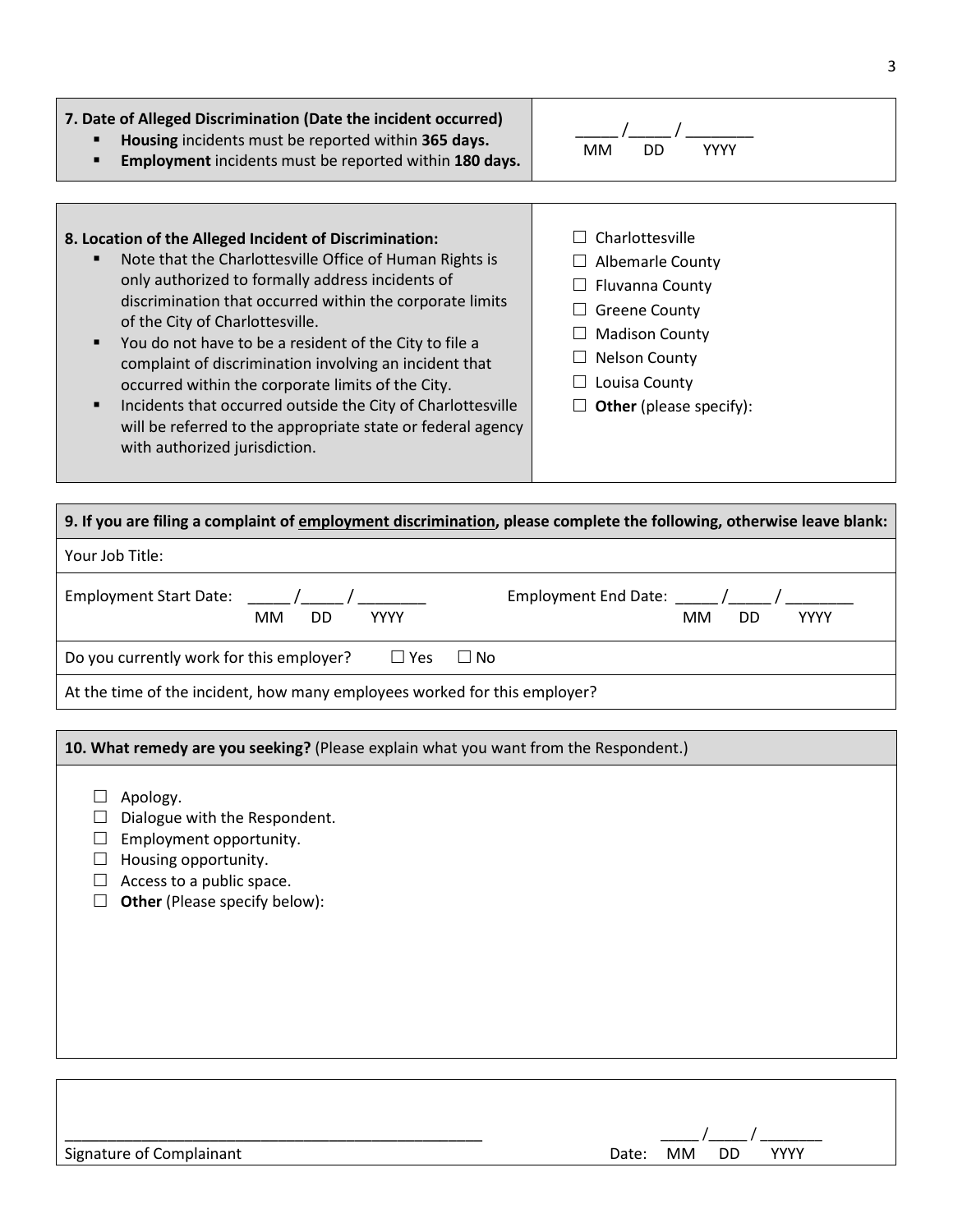| **7. Date of Alleged Discrimination (Date the incident occurred)**<br>▪ **Housing** incidents must be reported within **365 days.**<br>▪ **Employment** incidents must be reported within **180 days.** | _____ /_____ / ________<br>MM DD YYYY |
|---|---|

| **8. Location of the Alleged Incident of Discrimination:**<br>▪ Note that the Charlottesville Office of Human Rights is only authorized to formally address incidents of discrimination that occurred within the corporate limits of the City of Charlottesville.<br>▪ You do not have to be a resident of the City to file a complaint of discrimination involving an incident that occurred within the corporate limits of the City.<br>▪ Incidents that occurred outside the City of Charlottesville will be referred to the appropriate state or federal agency with authorized jurisdiction. | ☐ Charlottesville<br>☐ Albemarle County<br>☐ Fluvanna County<br>☐ Greene County<br>☐ Madison County<br>☐ Nelson County<br>☐ Louisa County<br>☐ **Other** (please specify): |
|---|---|

| **9. If you are filing a complaint of <u>employment discrimination</u>, please complete the following, otherwise leave blank:** | |
|---|---|
| Your Job Title: | |
| Employment Start Date: _____ /_____ / ________ (MM DD YYYY) | Employment End Date: _____ /_____ / ________ (MM DD YYYY) |
| Do you currently work for this employer? ☐ Yes ☐ No | |
| At the time of the incident, how many employees worked for this employer? | |

**10. What remedy are you seeking?** (Please explain what you want from the Respondent.)

- ☐ Apology.
- ☐ Dialogue with the Respondent.
- ☐ Employment opportunity.
- ☐ Housing opportunity.
- ☐ Access to a public space.
- ☐ **Other** (Please specify below):

___________________________________________________
Signature of Complainant

Date: _____ /_____ / ________ (MM DD YYYY)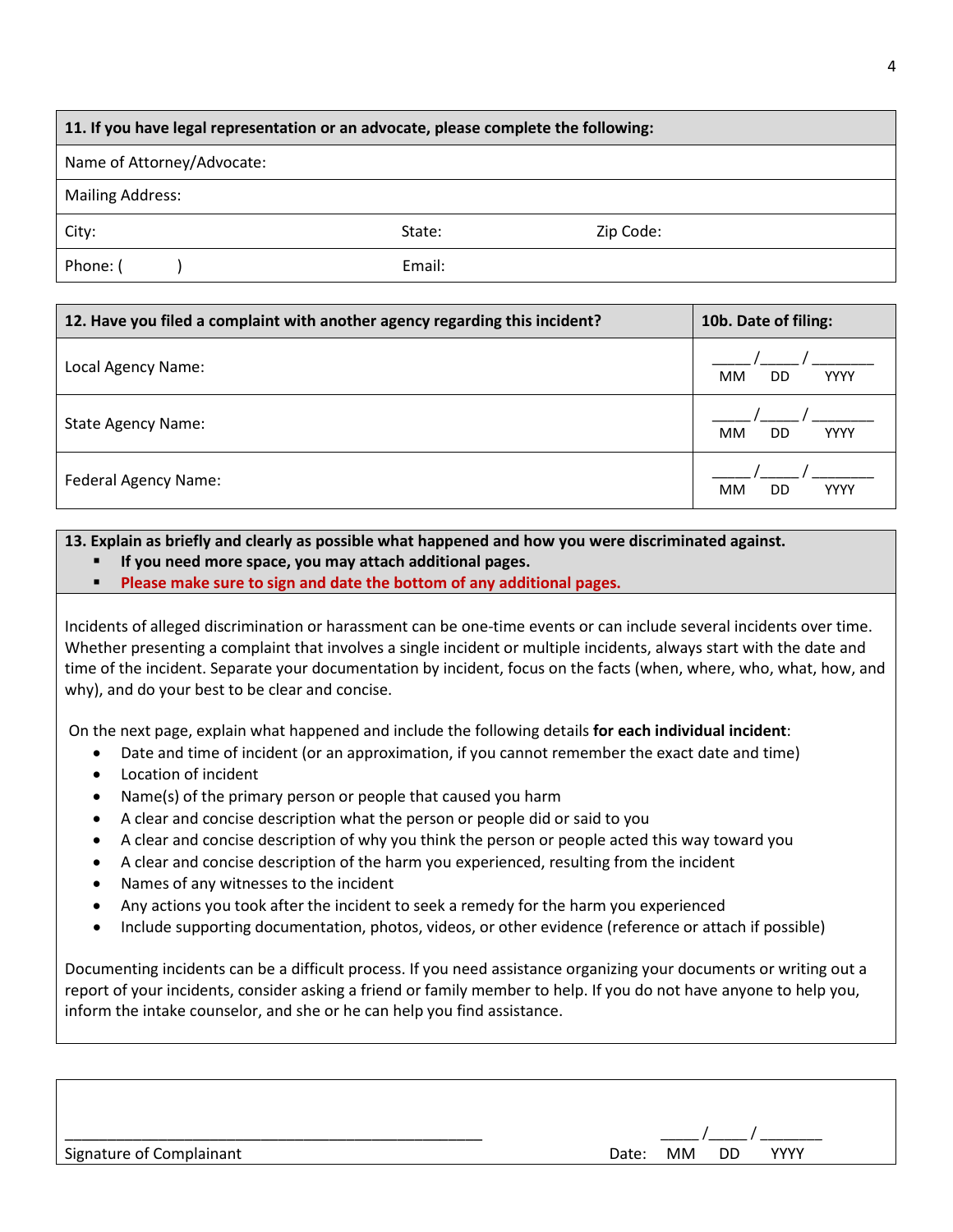| **11. If you have legal representation or an advocate, please complete the following:** | | |
|---|---|---|
| Name of Attorney/Advocate: | | |
| Mailing Address: | | |
| City: | State: | Zip Code: |
| Phone: (        ) | Email: | |

| **12. Have you filed a complaint with another agency regarding this incident?** | **10b. Date of filing:** |
|---|---|
| Local Agency Name: | _____/_____/________ MM DD YYYY |
| State Agency Name: | _____/_____/________ MM DD YYYY |
| Federal Agency Name: | _____/_____/________ MM DD YYYY |

**13. Explain as briefly and clearly as possible what happened and how you were discriminated against.**

- **If you need more space, you may attach additional pages.**
- **Please make sure to sign and date the bottom of any additional pages.**

Incidents of alleged discrimination or harassment can be one-time events or can include several incidents over time. Whether presenting a complaint that involves a single incident or multiple incidents, always start with the date and time of the incident. Separate your documentation by incident, focus on the facts (when, where, who, what, how, and why), and do your best to be clear and concise.

On the next page, explain what happened and include the following details **for each individual incident**:

- Date and time of incident (or an approximation, if you cannot remember the exact date and time)
- Location of incident
- Name(s) of the primary person or people that caused you harm
- A clear and concise description what the person or people did or said to you
- A clear and concise description of why you think the person or people acted this way toward you
- A clear and concise description of the harm you experienced, resulting from the incident
- Names of any witnesses to the incident
- Any actions you took after the incident to seek a remedy for the harm you experienced
- Include supporting documentation, photos, videos, or other evidence (reference or attach if possible)

Documenting incidents can be a difficult process. If you need assistance organizing your documents or writing out a report of your incidents, consider asking a friend or family member to help. If you do not have anyone to help you, inform the intake counselor, and she or he can help you find assistance.

__________________________________________________

Signature of Complainant

Date: _____/_____/________ MM DD YYYY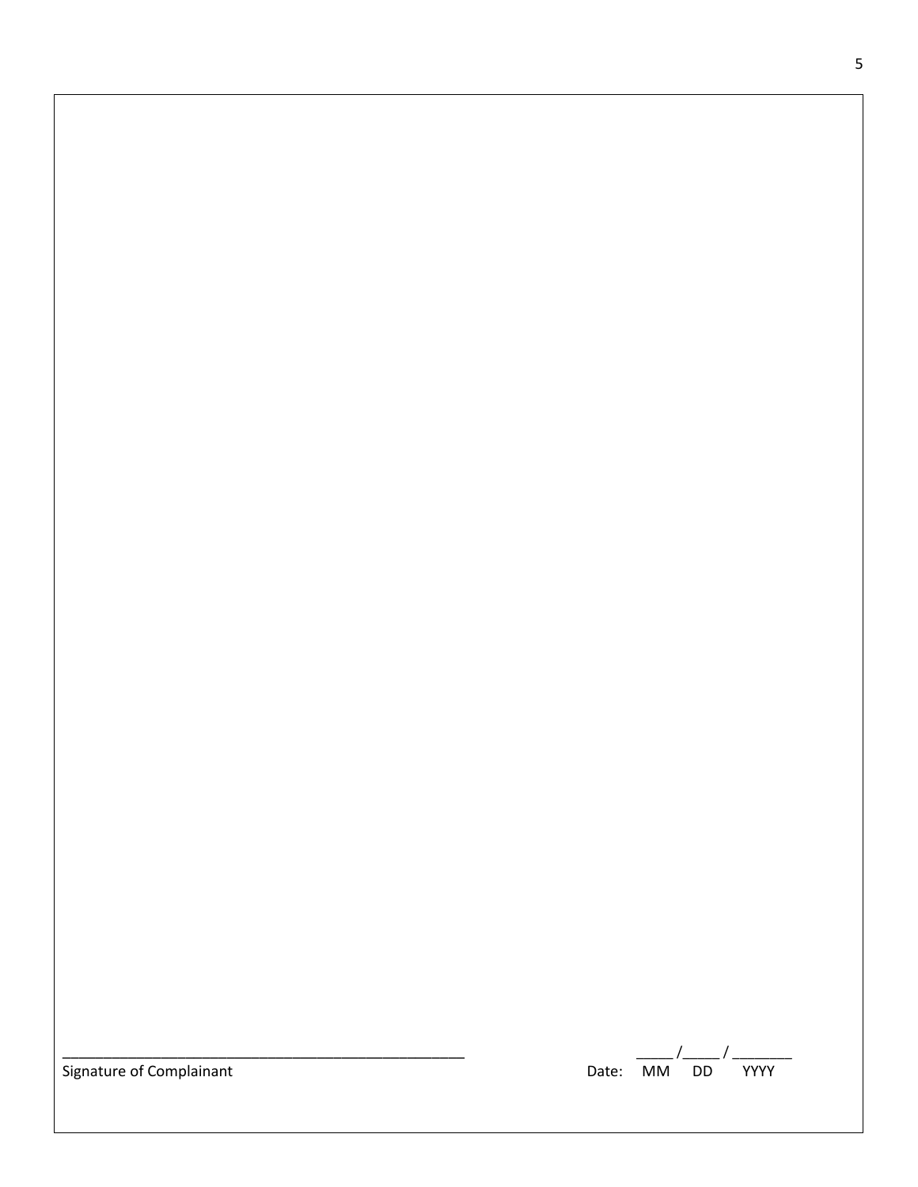_______________________________________________
Signature of Complainant

Date: _____ /_____ / _______
MM DD YYYY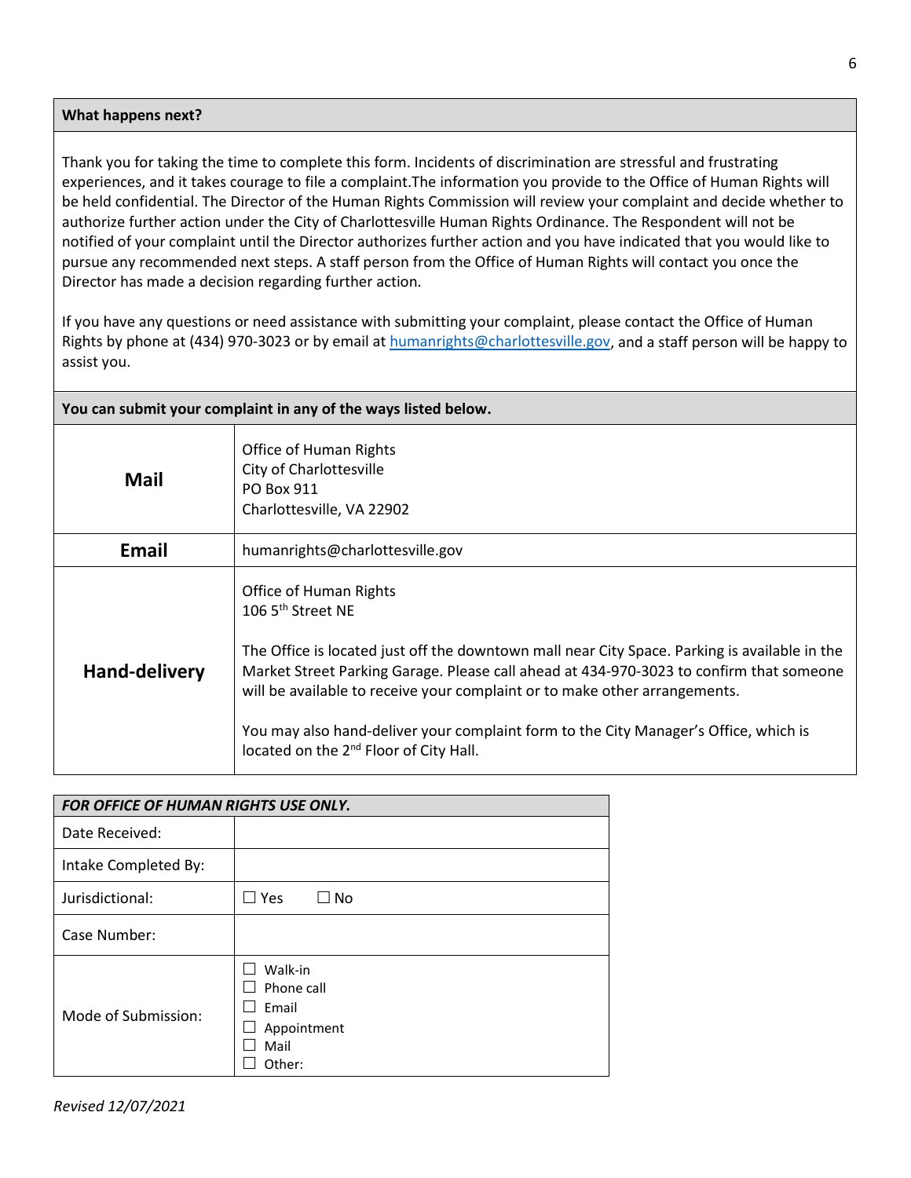**What happens next?**

Thank you for taking the time to complete this form. Incidents of discrimination are stressful and frustrating experiences, and it takes courage to file a complaint.The information you provide to the Office of Human Rights will be held confidential. The Director of the Human Rights Commission will review your complaint and decide whether to authorize further action under the City of Charlottesville Human Rights Ordinance. The Respondent will not be notified of your complaint until the Director authorizes further action and you have indicated that you would like to pursue any recommended next steps. A staff person from the Office of Human Rights will contact you once the Director has made a decision regarding further action.

If you have any questions or need assistance with submitting your complaint, please contact the Office of Human Rights by phone at (434) 970-3023 or by email at humanrights@charlottesville.gov, and a staff person will be happy to assist you.

**You can submit your complaint in any of the ways listed below.**

| | |
|---|---|
| **Mail** | Office of Human Rights<br>City of Charlottesville<br>PO Box 911<br>Charlottesville, VA 22902 |
| **Email** | humanrights@charlottesville.gov |
| **Hand-delivery** | Office of Human Rights<br>106 5th Street NE<br><br>The Office is located just off the downtown mall near City Space. Parking is available in the Market Street Parking Garage. Please call ahead at 434-970-3023 to confirm that someone will be available to receive your complaint or to make other arrangements.<br><br>You may also hand-deliver your complaint form to the City Manager's Office, which is located on the 2nd Floor of City Hall. |

| ***FOR OFFICE OF HUMAN RIGHTS USE ONLY.*** | |
|---|---|
| Date Received: | |
| Intake Completed By: | |
| Jurisdictional: | ☐ Yes ☐ No |
| Case Number: | |
| Mode of Submission: | ☐ Walk-in<br>☐ Phone call<br>☐ Email<br>☐ Appointment<br>☐ Mail<br>☐ Other: |

*Revised 12/07/2021*